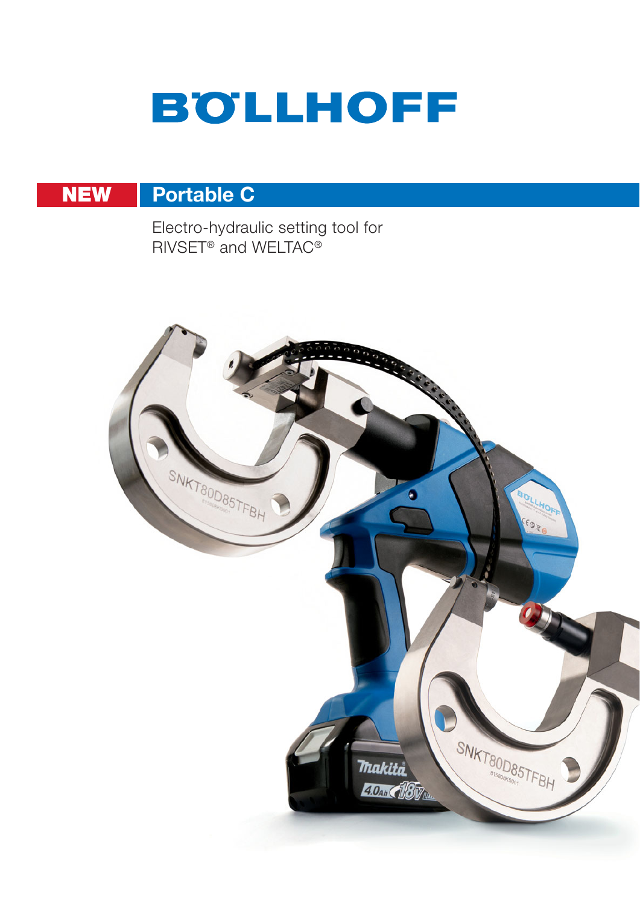# BÖLLHOFF

**NEW** 

## Portable C

Electro-hydraulic setting tool for RIVSET® and WELTAC®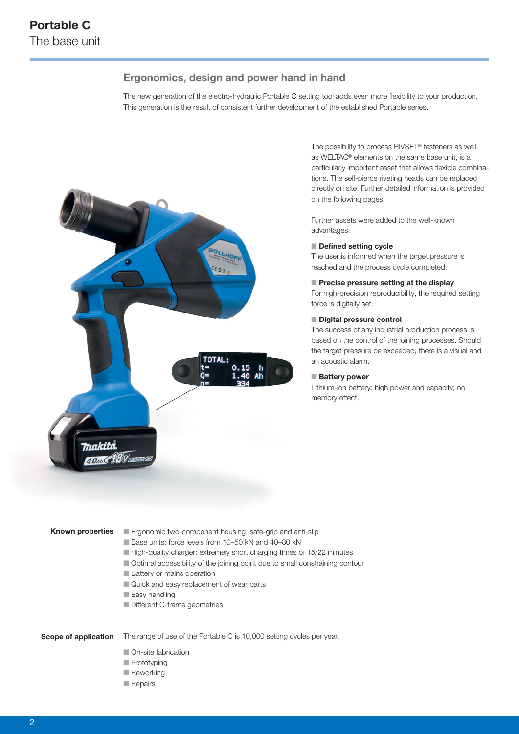# Portable C

The base unit

## Ergonomics, design and power hand in hand

The new generation of the electro-hydraulic Portable C setting tool adds even more flexibility to your production. This generation is the result of consistent further development of the established Portable series.

The possibility to process RIVSET® fasteners as well as WELTAC® elements on the same base unit, is a particularly important asset that allows flexible combinations. The self-pierce riveting heads can be replaced directly on site. Further detailed information is provided on the following pages.

Further assets were added to the well-known advantages:

- **Defined setting cycle**
  The user is informed when the target pressure is reached and the process cycle completed.
- **Precise pressure setting at the display**
  For high-precision reproducibility, the required setting force is digitally set.
- **Digital pressure control**
  The success of any industrial production process is based on the control of the joining processes. Should the target pressure be exceeded, there is a visual and an acoustic alarm.
- **Battery power**
  Lithium-ion battery: high power and capacity; no memory effect.

**Known properties**

- Ergonomic two-component housing: safe-grip and anti-slip
- Base units: force levels from 10–50 kN and 40–80 kN
- High-quality charger: extremely short charging times of 15/22 minutes
- Optimal accessibility of the joining point due to small constraining contour
- Battery or mains operation
- Quick and easy replacement of wear parts
- Easy handling
- Different C-frame geometries

**Scope of application**

The range of use of the Portable C is 10,000 setting cycles per year.

- On-site fabrication
- Prototyping
- Reworking
- Repairs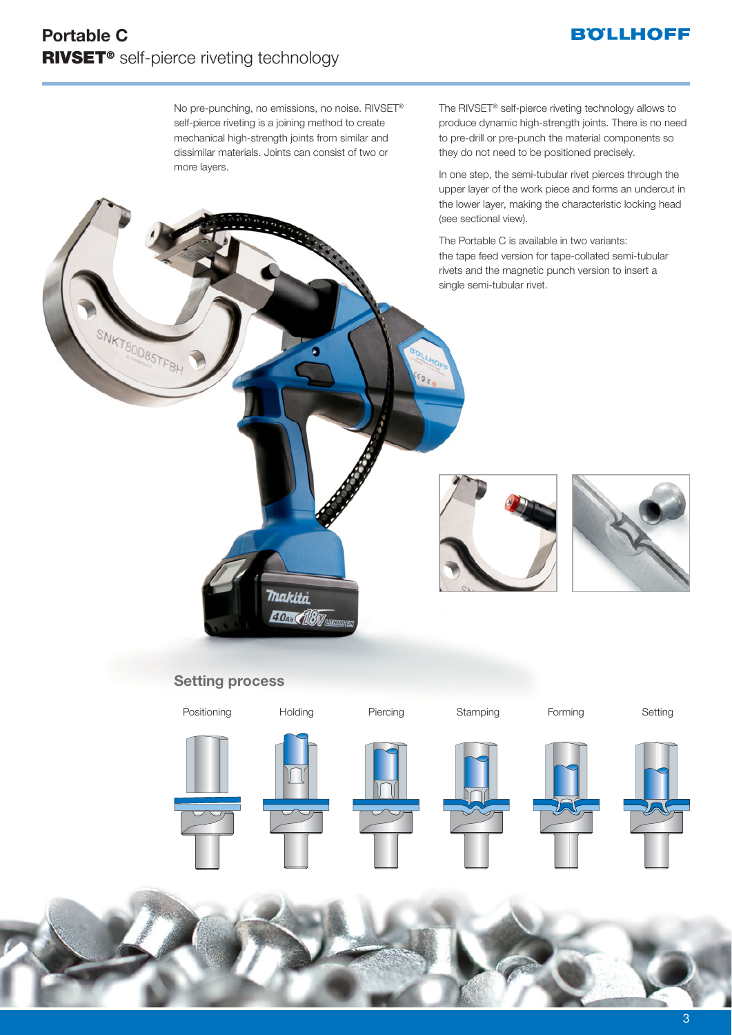# Portable C

## RIVSET® self-pierce riveting technology

No pre-punching, no emissions, no noise. RIVSET® self-pierce riveting is a joining method to create mechanical high-strength joints from similar and dissimilar materials. Joints can consist of two or more layers.

The RIVSET® self-pierce riveting technology allows to produce dynamic high-strength joints. There is no need to pre-drill or pre-punch the material components so they do not need to be positioned precisely.

In one step, the semi-tubular rivet pierces through the upper layer of the work piece and forms an undercut in the lower layer, making the characteristic locking head (see sectional view).

The Portable C is available in two variants: the tape feed version for tape-collated semi-tubular rivets and the magnetic punch version to insert a single semi-tubular rivet.

### Setting process

Positioning | Holding | Piercing | Stamping | Forming | Setting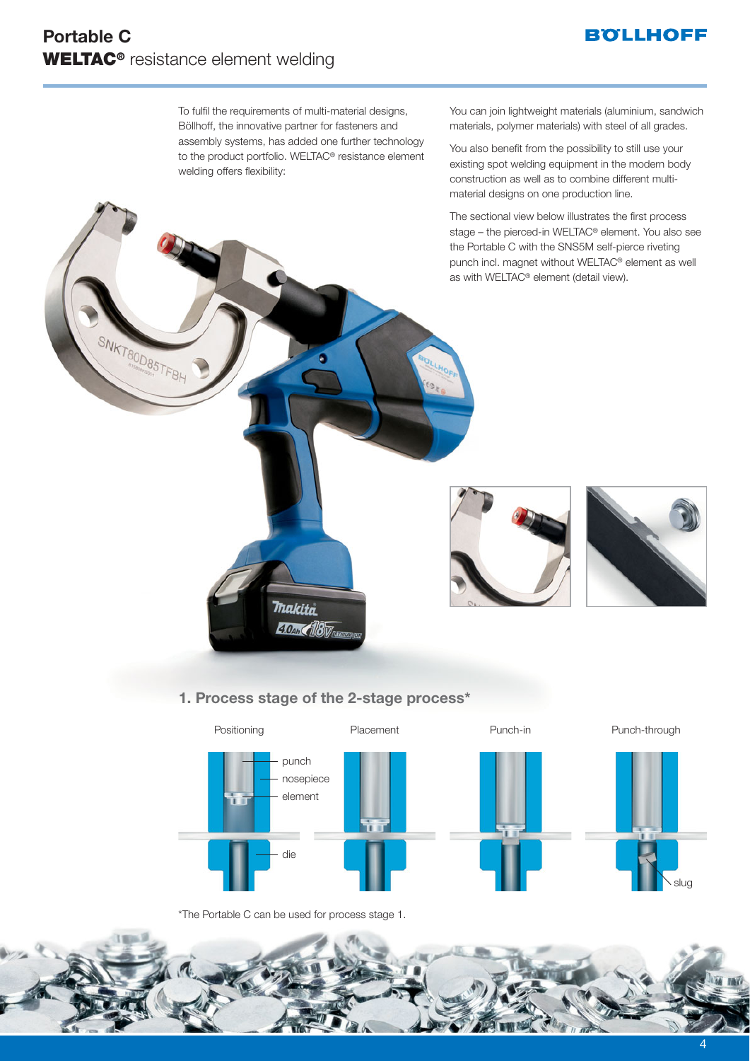# Portable C

## WELTAC® resistance element welding

To fulfil the requirements of multi-material designs, Böllhoff, the innovative partner for fasteners and assembly systems, has added one further technology to the product portfolio. WELTAC® resistance element welding offers flexibility:

You can join lightweight materials (aluminium, sandwich materials, polymer materials) with steel of all grades.

You also benefit from the possibility to still use your existing spot welding equipment in the modern body construction as well as to combine different multi-material designs on one production line.

The sectional view below illustrates the first process stage – the pierced-in WELTAC® element. You also see the Portable C with the SNS5M self-pierce riveting punch incl. magnet without WELTAC® element as well as with WELTAC® element (detail view).

### 1. Process stage of the 2-stage process*

Positioning | Placement | Punch-in | Punch-through

punch, nosepiece, element, die, slug

*The Portable C can be used for process stage 1.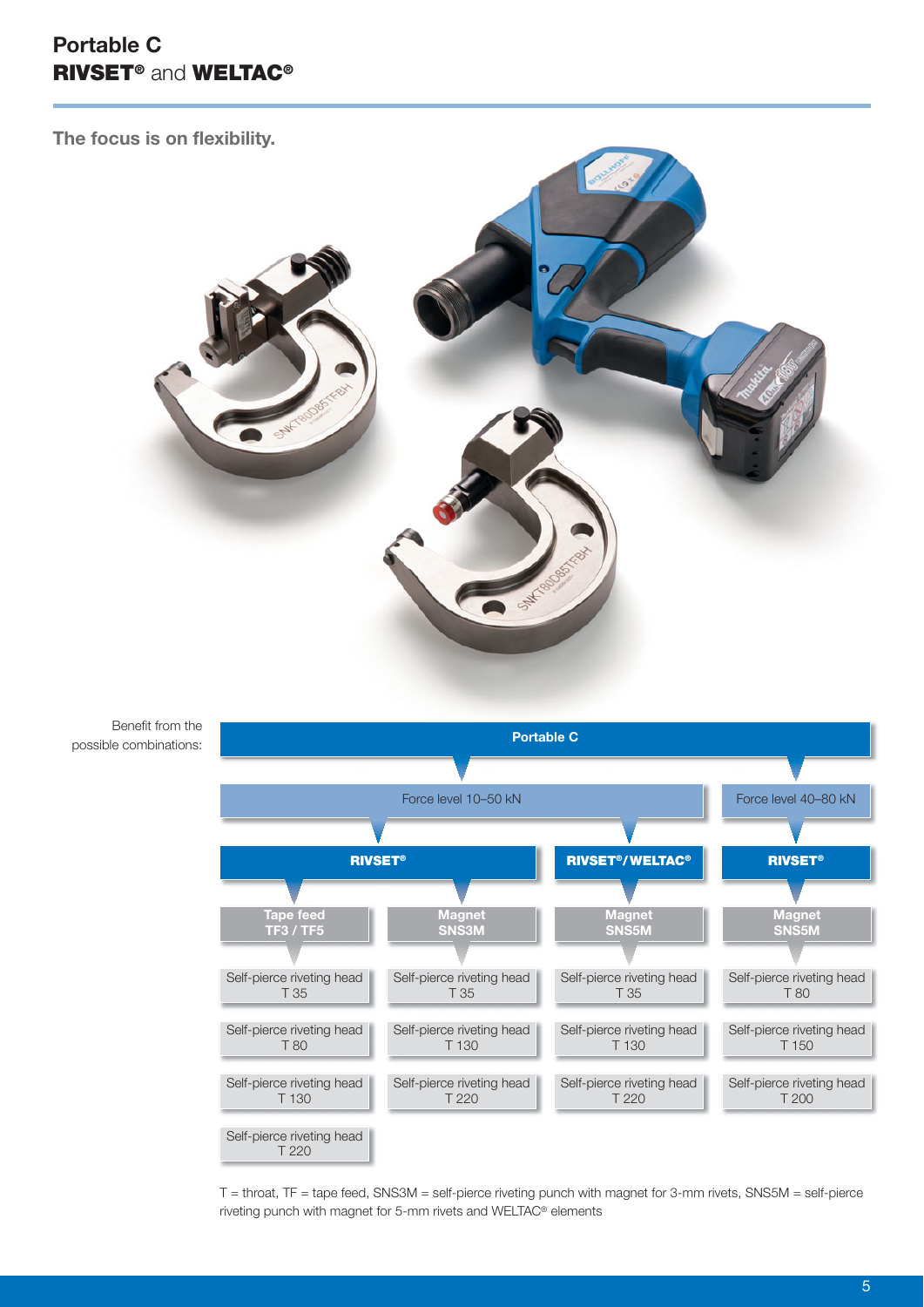# Portable C
## RIVSET® and WELTAC®

### The focus is on flexibility.

Benefit from the possible combinations:

| Portable C | | | |
|---|---|---|---|
| Force level 10–50 kN | | | Force level 40–80 kN |
| RIVSET® | | RIVSET®/WELTAC® | RIVSET® |
| Tape feed TF3 / TF5 | Magnet SNS3M | Magnet SNS5M | Magnet SNS5M |
| Self-pierce riveting head T 35 | Self-pierce riveting head T 35 | Self-pierce riveting head T 35 | Self-pierce riveting head T 80 |
| Self-pierce riveting head T 80 | Self-pierce riveting head T 130 | Self-pierce riveting head T 130 | Self-pierce riveting head T 150 |
| Self-pierce riveting head T 130 | Self-pierce riveting head T 220 | Self-pierce riveting head T 220 | Self-pierce riveting head T 200 |
| Self-pierce riveting head T 220 | | | |

T = throat, TF = tape feed, SNS3M = self-pierce riveting punch with magnet for 3-mm rivets, SNS5M = self-pierce riveting punch with magnet for 5-mm rivets and WELTAC® elements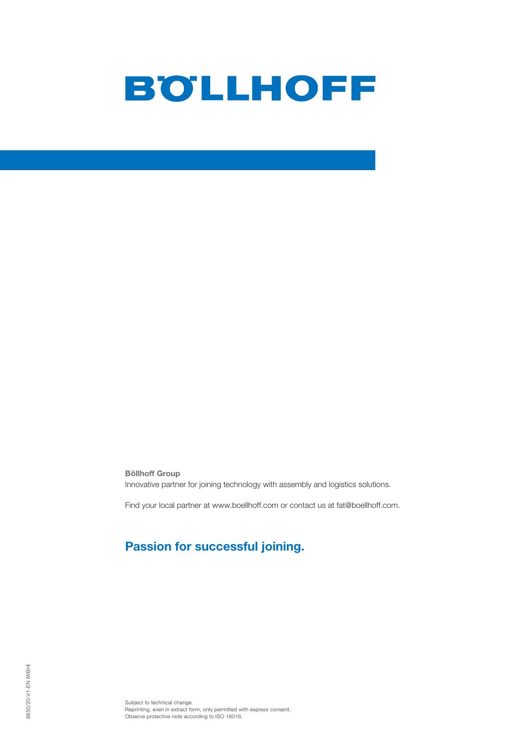# BÖLLHOFF

**Böllhoff Group**

Innovative partner for joining technology with assembly and logistics solutions.

Find your local partner at www.boellhoff.com or contact us at fat@boellhoff.com.

## Passion for successful joining.

6650/20-V1-EN (WBH)

Subject to technical change.
Reprinting, even in extract form, only permitted with express consent.
Observe protective note according to ISO 16016.